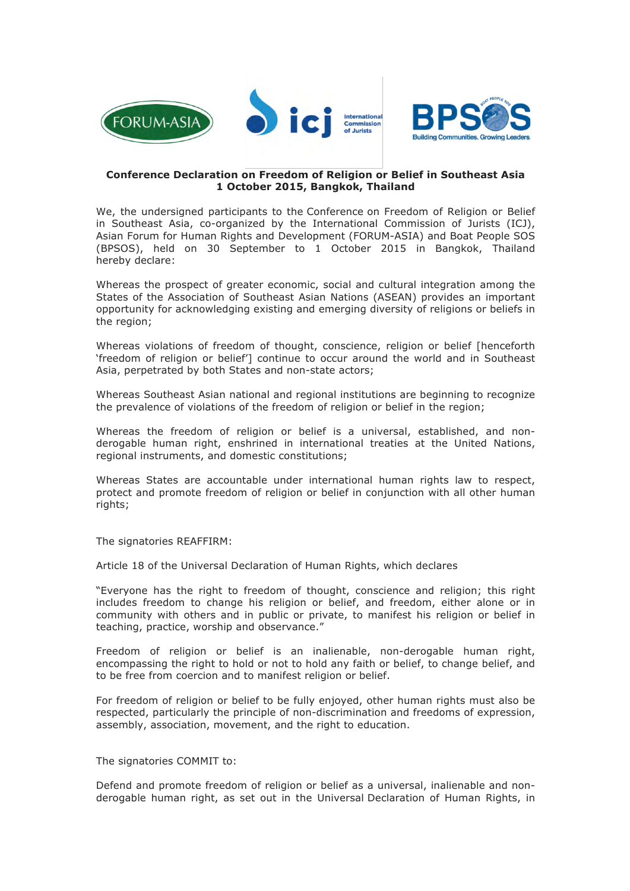**Conference Declaration on Freedom of Religion or Belief in Southeast Asia**
**1 October 2015, Bangkok, Thailand**

We, the undersigned participants to the Conference on Freedom of Religion or Belief in Southeast Asia, co-organized by the International Commission of Jurists (ICJ), Asian Forum for Human Rights and Development (FORUM-ASIA) and Boat People SOS (BPSOS), held on 30 September to 1 October 2015 in Bangkok, Thailand hereby declare:

Whereas the prospect of greater economic, social and cultural integration among the States of the Association of Southeast Asian Nations (ASEAN) provides an important opportunity for acknowledging existing and emerging diversity of religions or beliefs in the region;

Whereas violations of freedom of thought, conscience, religion or belief [henceforth 'freedom of religion or belief'] continue to occur around the world and in Southeast Asia, perpetrated by both States and non-state actors;

Whereas Southeast Asian national and regional institutions are beginning to recognize the prevalence of violations of the freedom of religion or belief in the region;

Whereas the freedom of religion or belief is a universal, established, and non-derogable human right, enshrined in international treaties at the United Nations, regional instruments, and domestic constitutions;

Whereas States are accountable under international human rights law to respect, protect and promote freedom of religion or belief in conjunction with all other human rights;

The signatories REAFFIRM:

Article 18 of the Universal Declaration of Human Rights, which declares

"Everyone has the right to freedom of thought, conscience and religion; this right includes freedom to change his religion or belief, and freedom, either alone or in community with others and in public or private, to manifest his religion or belief in teaching, practice, worship and observance."

Freedom of religion or belief is an inalienable, non-derogable human right, encompassing the right to hold or not to hold any faith or belief, to change belief, and to be free from coercion and to manifest religion or belief.

For freedom of religion or belief to be fully enjoyed, other human rights must also be respected, particularly the principle of non-discrimination and freedoms of expression, assembly, association, movement, and the right to education.

The signatories COMMIT to:

Defend and promote freedom of religion or belief as a universal, inalienable and non-derogable human right, as set out in the Universal Declaration of Human Rights, in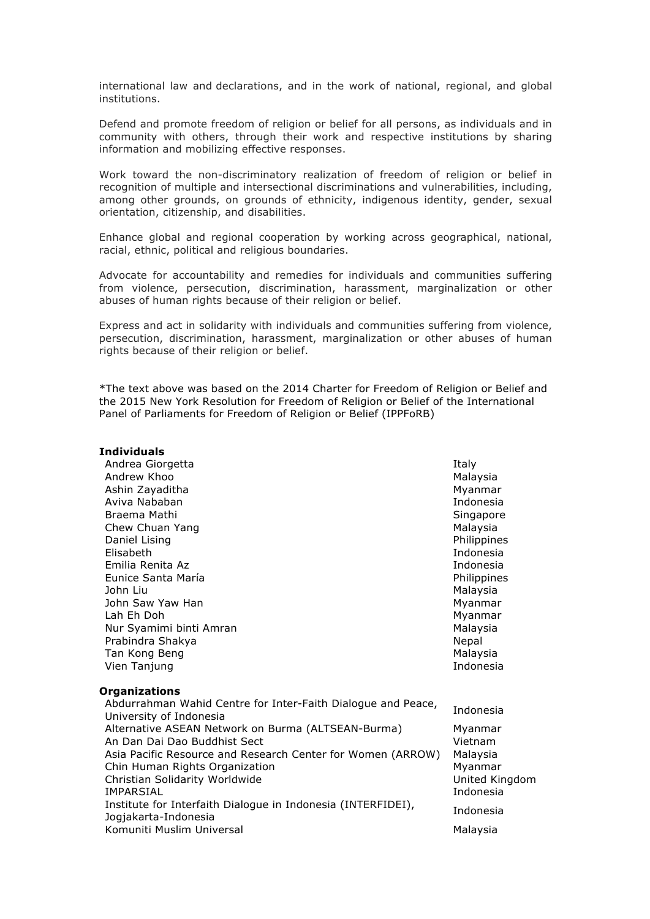international law and declarations, and in the work of national, regional, and global institutions.

Defend and promote freedom of religion or belief for all persons, as individuals and in community with others, through their work and respective institutions by sharing information and mobilizing effective responses.

Work toward the non-discriminatory realization of freedom of religion or belief in recognition of multiple and intersectional discriminations and vulnerabilities, including, among other grounds, on grounds of ethnicity, indigenous identity, gender, sexual orientation, citizenship, and disabilities.

Enhance global and regional cooperation by working across geographical, national, racial, ethnic, political and religious boundaries.

Advocate for accountability and remedies for individuals and communities suffering from violence, persecution, discrimination, harassment, marginalization or other abuses of human rights because of their religion or belief.

Express and act in solidarity with individuals and communities suffering from violence, persecution, discrimination, harassment, marginalization or other abuses of human rights because of their religion or belief.

*The text above was based on the 2014 Charter for Freedom of Religion or Belief and the 2015 New York Resolution for Freedom of Religion or Belief of the International Panel of Parliaments for Freedom of Religion or Belief (IPPFoRB)

**Individuals**

| | |
|---|---|
| Andrea Giorgetta | Italy |
| Andrew Khoo | Malaysia |
| Ashin Zayaditha | Myanmar |
| Aviva Nababan | Indonesia |
| Braema Mathi | Singapore |
| Chew Chuan Yang | Malaysia |
| Daniel Lising | Philippines |
| Elisabeth | Indonesia |
| Emilia Renita Az | Indonesia |
| Eunice Santa María | Philippines |
| John Liu | Malaysia |
| John Saw Yaw Han | Myanmar |
| Lah Eh Doh | Myanmar |
| Nur Syamimi binti Amran | Malaysia |
| Prabindra Shakya | Nepal |
| Tan Kong Beng | Malaysia |
| Vien Tanjung | Indonesia |

**Organizations**

| | |
|---|---|
| Abdurrahman Wahid Centre for Inter-Faith Dialogue and Peace, University of Indonesia | Indonesia |
| Alternative ASEAN Network on Burma (ALTSEAN-Burma) | Myanmar |
| An Dan Dai Dao Buddhist Sect | Vietnam |
| Asia Pacific Resource and Research Center for Women (ARROW) | Malaysia |
| Chin Human Rights Organization | Myanmar |
| Christian Solidarity Worldwide | United Kingdom |
| IMPARSIAL | Indonesia |
| Institute for Interfaith Dialogue in Indonesia (INTERFIDEI), Jogjakarta-Indonesia | Indonesia |
| Komuniti Muslim Universal | Malaysia |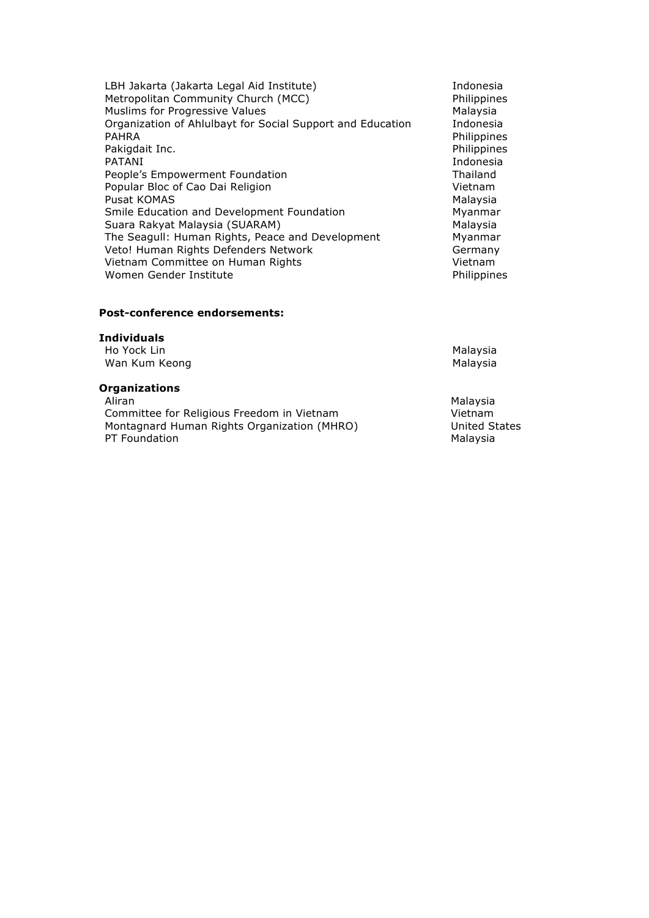| | |
|---|---|
| LBH Jakarta (Jakarta Legal Aid Institute) | Indonesia |
| Metropolitan Community Church (MCC) | Philippines |
| Muslims for Progressive Values | Malaysia |
| Organization of Ahlulbayt for Social Support and Education | Indonesia |
| PAHRA | Philippines |
| Pakigdait Inc. | Philippines |
| PATANI | Indonesia |
| People's Empowerment Foundation | Thailand |
| Popular Bloc of Cao Dai Religion | Vietnam |
| Pusat KOMAS | Malaysia |
| Smile Education and Development Foundation | Myanmar |
| Suara Rakyat Malaysia (SUARAM) | Malaysia |
| The Seagull: Human Rights, Peace and Development | Myanmar |
| Veto! Human Rights Defenders Network | Germany |
| Vietnam Committee on Human Rights | Vietnam |
| Women Gender Institute | Philippines |

**Post-conference endorsements:**

**Individuals**

| | |
|---|---|
| Ho Yock Lin | Malaysia |
| Wan Kum Keong | Malaysia |

**Organizations**

| | |
|---|---|
| Aliran | Malaysia |
| Committee for Religious Freedom in Vietnam | Vietnam |
| Montagnard Human Rights Organization (MHRO) | United States |
| PT Foundation | Malaysia |